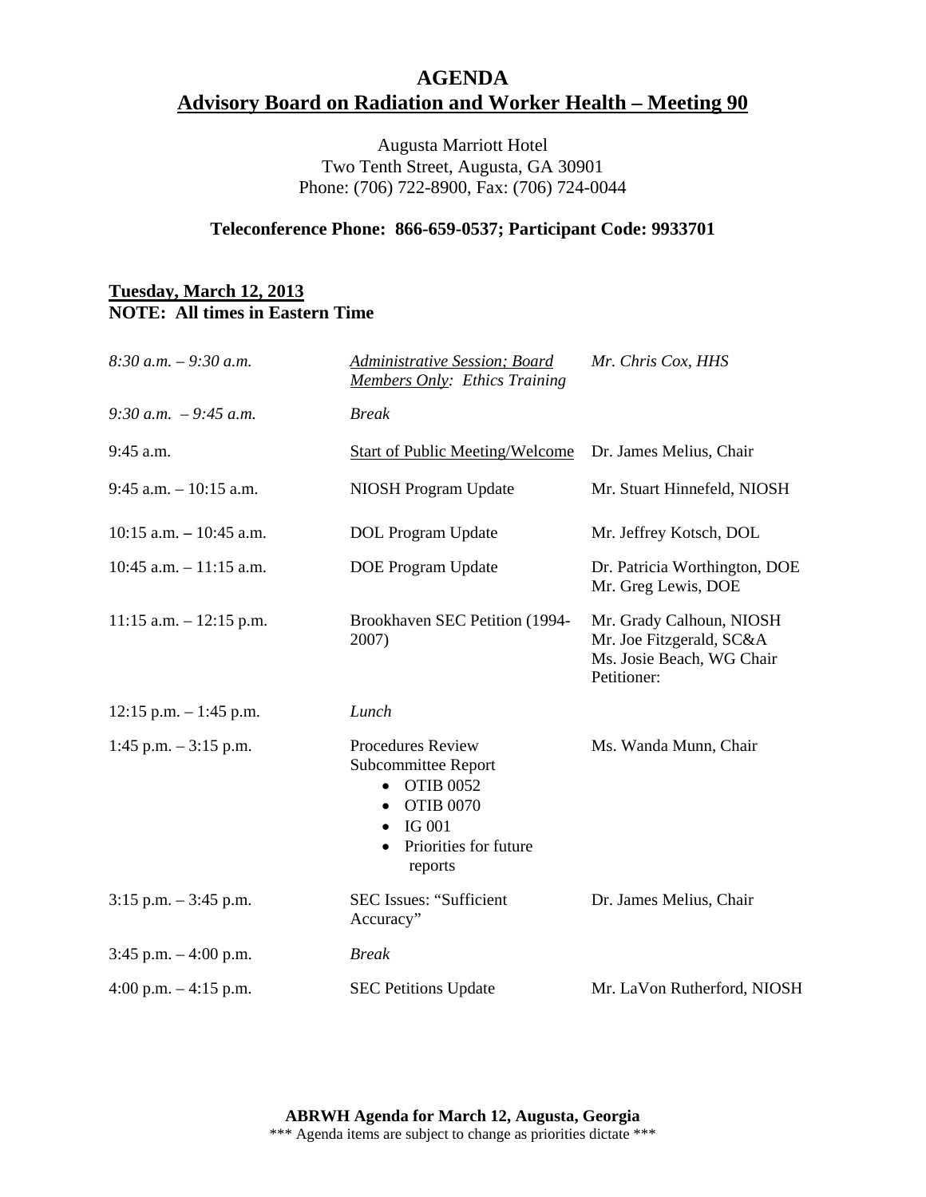# AGENDA

## Advisory Board on Radiation and Worker Health – Meeting 90

Augusta Marriott Hotel
Two Tenth Street, Augusta, GA 30901
Phone: (706) 722-8900, Fax: (706) 724-0044

**Teleconference Phone: 866-659-0537; Participant Code: 9933701**

**Tuesday, March 12, 2013**
**NOTE: All times in Eastern Time**

| | | |
|---|---|---|
| *8:30 a.m. – 9:30 a.m.* | *Administrative Session; Board Members Only: Ethics Training* | *Mr. Chris Cox, HHS* |
| *9:30 a.m. – 9:45 a.m.* | *Break* | |
| 9:45 a.m. | Start of Public Meeting/Welcome | Dr. James Melius, Chair |
| 9:45 a.m. – 10:15 a.m. | NIOSH Program Update | Mr. Stuart Hinnefeld, NIOSH |
| 10:15 a.m. – 10:45 a.m. | DOL Program Update | Mr. Jeffrey Kotsch, DOL |
| 10:45 a.m. – 11:15 a.m. | DOE Program Update | Dr. Patricia Worthington, DOE<br>Mr. Greg Lewis, DOE |
| 11:15 a.m. – 12:15 p.m. | Brookhaven SEC Petition (1994-2007) | Mr. Grady Calhoun, NIOSH<br>Mr. Joe Fitzgerald, SC&A<br>Ms. Josie Beach, WG Chair<br>Petitioner: |
| 12:15 p.m. – 1:45 p.m. | *Lunch* | |
| 1:45 p.m. – 3:15 p.m. | Procedures Review Subcommittee Report<br>• OTIB 0052<br>• OTIB 0070<br>• IG 001<br>• Priorities for future reports | Ms. Wanda Munn, Chair |
| 3:15 p.m. – 3:45 p.m. | SEC Issues: "Sufficient Accuracy" | Dr. James Melius, Chair |
| 3:45 p.m. – 4:00 p.m. | *Break* | |
| 4:00 p.m. – 4:15 p.m. | SEC Petitions Update | Mr. LaVon Rutherford, NIOSH |

**ABRWH Agenda for March 12, Augusta, Georgia**
\*\*\* Agenda items are subject to change as priorities dictate \*\*\*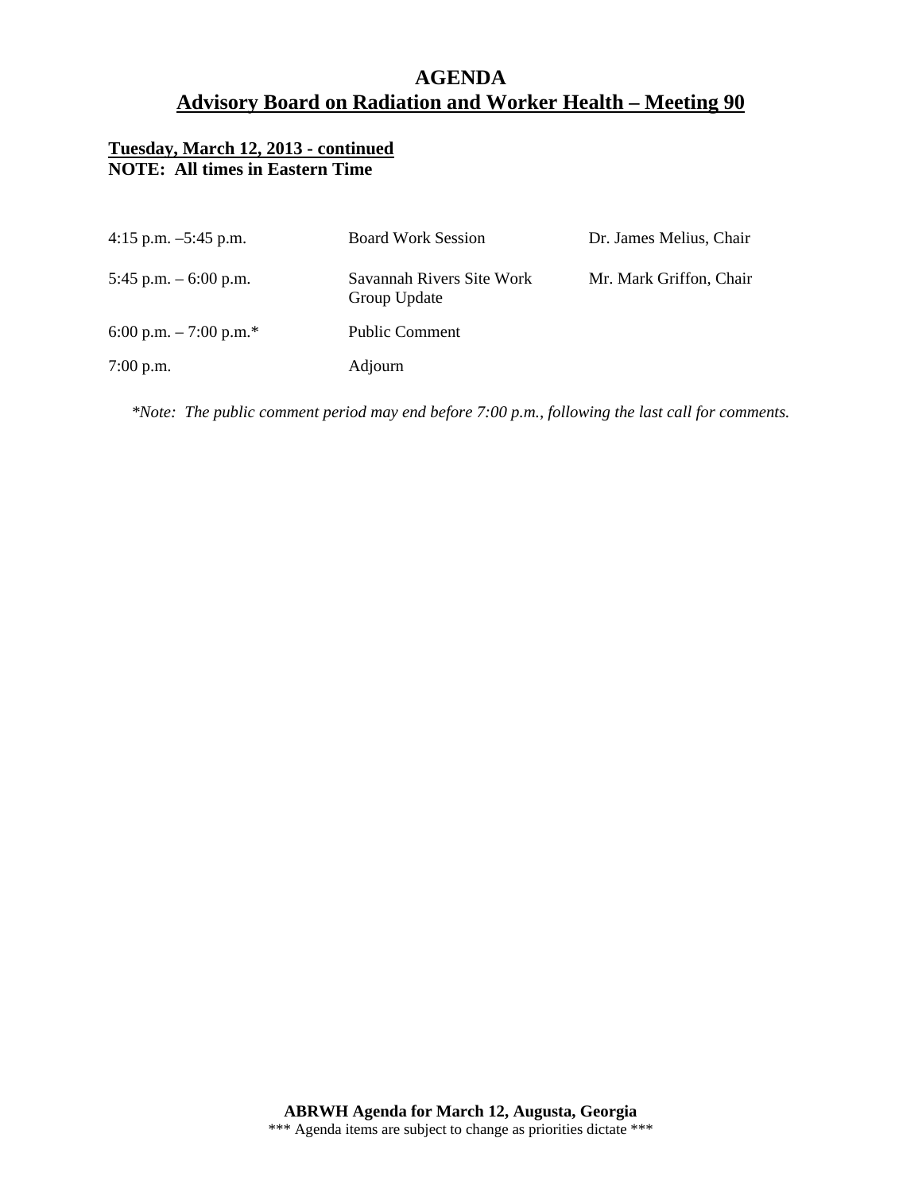# AGENDA

## Advisory Board on Radiation and Worker Health – Meeting 90

**Tuesday, March 12, 2013 - continued**
**NOTE: All times in Eastern Time**

| | | |
|---|---|---|
| 4:15 p.m. –5:45 p.m. | Board Work Session | Dr. James Melius, Chair |
| 5:45 p.m. – 6:00 p.m. | Savannah Rivers Site Work Group Update | Mr. Mark Griffon, Chair |
| 6:00 p.m. – 7:00 p.m.* | Public Comment | |
| 7:00 p.m. | Adjourn | |

*\*Note: The public comment period may end before 7:00 p.m., following the last call for comments.*

**ABRWH Agenda for March 12, Augusta, Georgia**
*** Agenda items are subject to change as priorities dictate ***